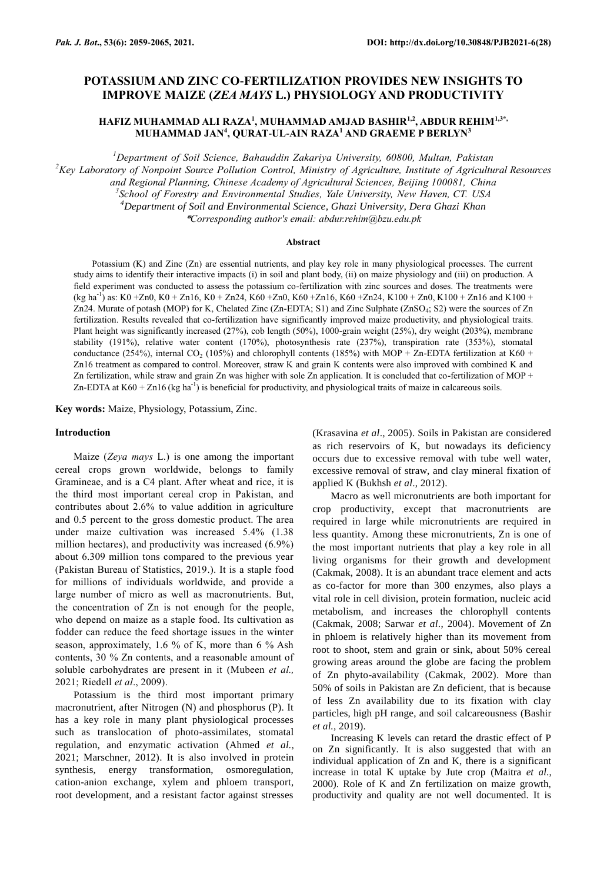# POTASSIUM AND ZINC CO-FERTILIZATION PROVIDES NEW INSIGHTS TO IMPROVE MAIZE (*ZEA MAYS* L.) PHYSIOLOGY AND PRODUCTIVITY

**HAFIZ MUHAMMAD ALI RAZA[1], MUHAMMAD AMJAD BASHIR[1,2], ABDUR REHIM[1,3*], MUHAMMAD JAN[4], QURAT-UL-AIN RAZA[1] AND GRAEME P BERLYN[3]**

*[1]Department of Soil Science, Bahauddin Zakariya University, 60800, Multan, Pakistan*
*[2]Key Laboratory of Nonpoint Source Pollution Control, Ministry of Agriculture, Institute of Agricultural Resources and Regional Planning, Chinese Academy of Agricultural Sciences, Beijing 100081, China*
*[3]School of Forestry and Environmental Studies, Yale University, New Haven, CT. USA*
*[4]Department of Soil and Environmental Science, Ghazi University, Dera Ghazi Khan*
*\*Corresponding author's email: abdur.rehim@bzu.edu.pk*

## Abstract

Potassium (K) and Zinc (Zn) are essential nutrients, and play key role in many physiological processes. The current study aims to identify their interactive impacts (i) in soil and plant body, (ii) on maize physiology and (iii) on production. A field experiment was conducted to assess the potassium co-fertilization with zinc sources and doses. The treatments were (kg $ha^{-1}$) as: K0 +Zn0, K0 + Zn16, K0 + Zn24, K60 +Zn0, K60 +Zn16, K60 +Zn24, K100 + Zn0, K100 + Zn16 and K100 + Zn24. Murate of potash (MOP) for K, Chelated Zinc (Zn-EDTA; S1) and Zinc Sulphate ($ZnSO_4$; S2) were the sources of Zn fertilization. Results revealed that co-fertilization have significantly improved maize productivity, and physiological traits. Plant height was significantly increased (27%), cob length (50%), 1000-grain weight (25%), dry weight (203%), membrane stability (191%), relative water content (170%), photosynthesis rate (237%), transpiration rate (353%), stomatal conductance (254%), internal $CO_2$ (105%) and chlorophyll contents (185%) with MOP + Zn-EDTA fertilization at K60 + Zn16 treatment as compared to control. Moreover, straw K and grain K contents were also improved with combined K and Zn fertilization, while straw and grain Zn was higher with sole Zn application. It is concluded that co-fertilization of MOP + Zn-EDTA at K60 + Zn16 (kg $ha^{-1}$) is beneficial for productivity, and physiological traits of maize in calcareous soils.

**Key words:** Maize, Physiology, Potassium, Zinc.

## Introduction

Maize (*Zeya mays* L.) is one among the important cereal crops grown worldwide, belongs to family Gramineae, and is a C4 plant. After wheat and rice, it is the third most important cereal crop in Pakistan, and contributes about 2.6% to value addition in agriculture and 0.5 percent to the gross domestic product. The area under maize cultivation was increased 5.4% (1.38 million hectares), and productivity was increased (6.9%) about 6.309 million tons compared to the previous year (Pakistan Bureau of Statistics, 2019.). It is a staple food for millions of individuals worldwide, and provide a large number of micro as well as macronutrients. But, the concentration of Zn is not enough for the people, who depend on maize as a staple food. Its cultivation as fodder can reduce the feed shortage issues in the winter season, approximately, 1.6 % of K, more than 6 % Ash contents, 30 % Zn contents, and a reasonable amount of soluble carbohydrates are present in it (Mubeen *et al.,* 2021; Riedell *et al*., 2009).

Potassium is the third most important primary macronutrient, after Nitrogen (N) and phosphorus (P). It has a key role in many plant physiological processes such as translocation of photo-assimilates, stomatal regulation, and enzymatic activation (Ahmed *et al.,* 2021; Marschner, 2012). It is also involved in protein synthesis, energy transformation, osmoregulation, cation-anion exchange, xylem and phloem transport, root development, and a resistant factor against stresses (Krasavina *et al*., 2005). Soils in Pakistan are considered as rich reservoirs of K, but nowadays its deficiency occurs due to excessive removal with tube well water, excessive removal of straw, and clay mineral fixation of applied K (Bukhsh *et al*., 2012).

Macro as well micronutrients are both important for crop productivity, except that macronutrients are required in large while micronutrients are required in less quantity. Among these micronutrients, Zn is one of the most important nutrients that play a key role in all living organisms for their growth and development (Cakmak, 2008). It is an abundant trace element and acts as co-factor for more than 300 enzymes, also plays a vital role in cell division, protein formation, nucleic acid metabolism, and increases the chlorophyll contents (Cakmak, 2008; Sarwar *et al*., 2004). Movement of Zn in phloem is relatively higher than its movement from root to shoot, stem and grain or sink, about 50% cereal growing areas around the globe are facing the problem of Zn phyto-availability (Cakmak, 2002). More than 50% of soils in Pakistan are Zn deficient, that is because of less Zn availability due to its fixation with clay particles, high pH range, and soil calcareousness (Bashir *et al.,* 2019).

Increasing K levels can retard the drastic effect of P on Zn significantly. It is also suggested that with an individual application of Zn and K, there is a significant increase in total K uptake by Jute crop (Maitra *et al*., 2000). Role of K and Zn fertilization on maize growth, productivity and quality are not well documented. It is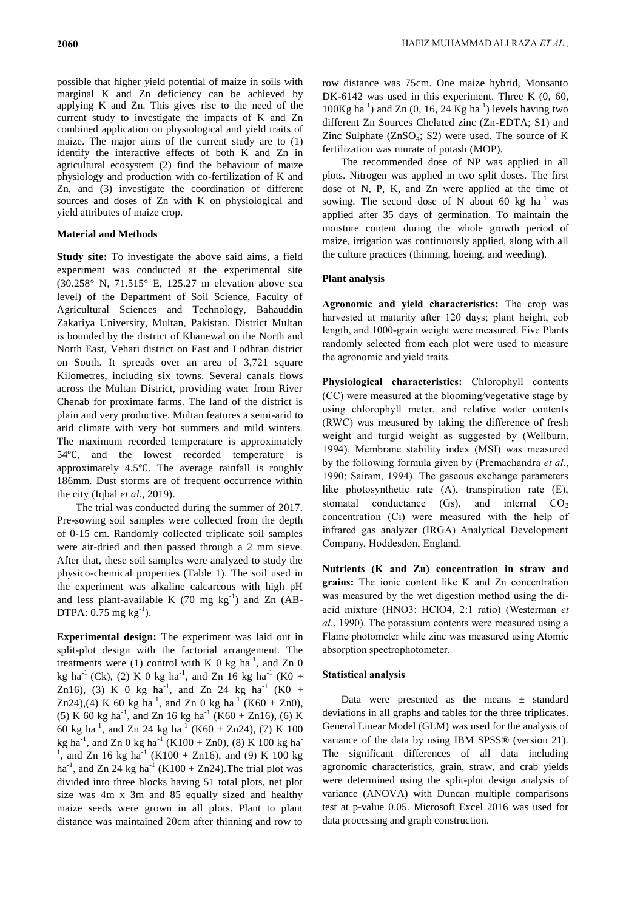possible that higher yield potential of maize in soils with marginal K and Zn deficiency can be achieved by applying K and Zn. This gives rise to the need of the current study to investigate the impacts of K and Zn combined application on physiological and yield traits of maize. The major aims of the current study are to (1) identify the interactive effects of both K and Zn in agricultural ecosystem (2) find the behaviour of maize physiology and production with co-fertilization of K and Zn, and (3) investigate the coordination of different sources and doses of Zn with K on physiological and yield attributes of maize crop.

## Material and Methods

**Study site:** To investigate the above said aims, a field experiment was conducted at the experimental site (30.258° N, 71.515° E, 125.27 m elevation above sea level) of the Department of Soil Science, Faculty of Agricultural Sciences and Technology, Bahauddin Zakariya University, Multan, Pakistan. District Multan is bounded by the district of Khanewal on the North and North East, Vehari district on East and Lodhran district on South. It spreads over an area of 3,721 square Kilometres, including six towns. Several canals flows across the Multan District, providing water from River Chenab for proximate farms. The land of the district is plain and very productive. Multan features a semi-arid to arid climate with very hot summers and mild winters. The maximum recorded temperature is approximately 54℃, and the lowest recorded temperature is approximately 4.5℃. The average rainfall is roughly 186mm. Dust storms are of frequent occurrence within the city (Iqbal *et al*., 2019).

The trial was conducted during the summer of 2017. Pre-sowing soil samples were collected from the depth of 0-15 cm. Randomly collected triplicate soil samples were air-dried and then passed through a 2 mm sieve. After that, these soil samples were analyzed to study the physico-chemical properties (Table 1). The soil used in the experiment was alkaline calcareous with high pH and less plant-available K (70 mg $kg^{-1}$) and Zn (AB-DTPA: 0.75 mg $kg^{-1}$).

**Experimental design:** The experiment was laid out in split-plot design with the factorial arrangement. The treatments were (1) control with K 0 kg $ha^{-1}$, and Zn 0 kg $ha^{-1}$ (Ck), (2) K 0 kg $ha^{-1}$, and Zn 16 kg $ha^{-1}$ (K0 + Zn16), (3) K 0 kg $ha^{-1}$, and Zn 24 kg $ha^{-1}$ (K0 + Zn24),(4) K 60 kg $ha^{-1}$, and Zn 0 kg $ha^{-1}$ (K60 + Zn0), (5) K 60 kg $ha^{-1}$, and Zn 16 kg $ha^{-1}$ (K60 + Zn16), (6) K 60 kg $ha^{-1}$, and Zn 24 kg $ha^{-1}$ (K60 + Zn24), (7) K 100 kg $ha^{-1}$, and Zn 0 kg $ha^{-1}$ (K100 + Zn0), (8) K 100 kg $ha^{-1}$, and Zn 16 kg $ha^{-1}$ (K100 + Zn16), and (9) K 100 kg $ha^{-1}$, and Zn 24 kg $ha^{-1}$ (K100 + Zn24).The trial plot was divided into three blocks having 51 total plots, net plot size was 4m x 3m and 85 equally sized and healthy maize seeds were grown in all plots. Plant to plant distance was maintained 20cm after thinning and row to row distance was 75cm. One maize hybrid, Monsanto DK-6142 was used in this experiment. Three K (0, 60, 100Kg $ha^{-1}$) and Zn (0, 16, 24 Kg $ha^{-1}$) levels having two different Zn Sources Chelated zinc (Zn-EDTA; S1) and Zinc Sulphate ($ZnSO_4$; S2) were used. The source of K fertilization was murate of potash (MOP).

The recommended dose of NP was applied in all plots. Nitrogen was applied in two split doses. The first dose of N, P, K, and Zn were applied at the time of sowing. The second dose of N about 60 kg $ha^{-1}$ was applied after 35 days of germination. To maintain the moisture content during the whole growth period of maize, irrigation was continuously applied, along with all the culture practices (thinning, hoeing, and weeding).

## Plant analysis

**Agronomic and yield characteristics:** The crop was harvested at maturity after 120 days; plant height, cob length, and 1000-grain weight were measured. Five Plants randomly selected from each plot were used to measure the agronomic and yield traits.

**Physiological characteristics:** Chlorophyll contents (CC) were measured at the blooming/vegetative stage by using chlorophyll meter, and relative water contents (RWC) was measured by taking the difference of fresh weight and turgid weight as suggested by (Wellburn, 1994). Membrane stability index (MSI) was measured by the following formula given by (Premachandra *et al*., 1990; Sairam, 1994). The gaseous exchange parameters like photosynthetic rate (A), transpiration rate (E), stomatal conductance (Gs), and internal $CO_2$ concentration (Ci) were measured with the help of infrared gas analyzer (IRGA) Analytical Development Company, Hoddesdon, England.

**Nutrients (K and Zn) concentration in straw and grains:** The ionic content like K and Zn concentration was measured by the wet digestion method using the di-acid mixture ($HNO_3$: $HClO_4$, 2:1 ratio) (Westerman *et al*., 1990). The potassium contents were measured using a Flame photometer while zinc was measured using Atomic absorption spectrophotometer.

## Statistical analysis

Data were presented as the means ± standard deviations in all graphs and tables for the three triplicates. General Linear Model (GLM) was used for the analysis of variance of the data by using IBM SPSS® (version 21). The significant differences of all data including agronomic characteristics, grain, straw, and crab yields were determined using the split-plot design analysis of variance (ANOVA) with Duncan multiple comparisons test at p-value 0.05. Microsoft Excel 2016 was used for data processing and graph construction.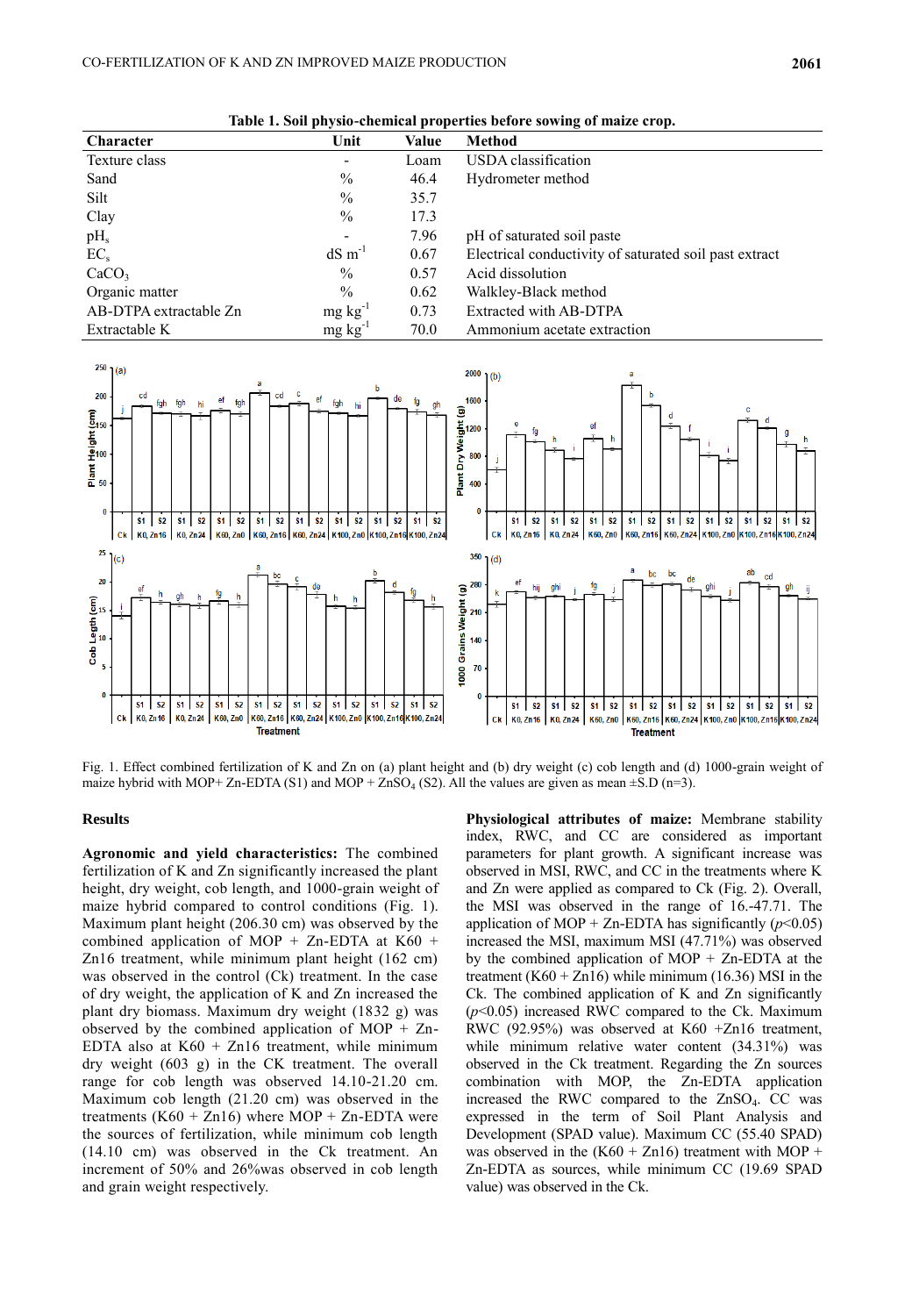**Table 1. Soil physio-chemical properties before sowing of maize crop.**

| Character | Unit | Value | Method |
|---|---|---|---|
| Texture class | - | Loam | USDA classification |
| Sand | % | 46.4 | Hydrometer method |
| Silt | % | 35.7 | |
| Clay | % | 17.3 | |
| $pH_s$ | - | 7.96 | pH of saturated soil paste |
| $EC_s$ | $dS\ m^{-1}$ | 0.67 | Electrical conductivity of saturated soil past extract |
| $CaCO_3$ | % | 0.57 | Acid dissolution |
| Organic matter | % | 0.62 | Walkley-Black method |
| AB-DTPA extractable Zn | $mg\ kg^{-1}$ | 0.73 | Extracted with AB-DTPA |
| Extractable K | $mg\ kg^{-1}$ | 70.0 | Ammonium acetate extraction |

Fig. 1. Effect combined fertilization of K and Zn on (a) plant height and (b) dry weight (c) cob length and (d) 1000-grain weight of maize hybrid with MOP+ Zn-EDTA (S1) and MOP + $ZnSO_4$ (S2). All the values are given as mean ±S.D (n=3).

## Results

**Agronomic and yield characteristics:** The combined fertilization of K and Zn significantly increased the plant height, dry weight, cob length, and 1000-grain weight of maize hybrid compared to control conditions (Fig. 1). Maximum plant height (206.30 cm) was observed by the combined application of MOP + Zn-EDTA at K60 + Zn16 treatment, while minimum plant height (162 cm) was observed in the control (Ck) treatment. In the case of dry weight, the application of K and Zn increased the plant dry biomass. Maximum dry weight (1832 g) was observed by the combined application of MOP + Zn-EDTA also at K60 + Zn16 treatment, while minimum dry weight (603 g) in the CK treatment. The overall range for cob length was observed 14.10-21.20 cm. Maximum cob length (21.20 cm) was observed in the treatments (K60 + Zn16) where MOP + Zn-EDTA were the sources of fertilization, while minimum cob length (14.10 cm) was observed in the Ck treatment. An increment of 50% and 26%was observed in cob length and grain weight respectively.

**Physiological attributes of maize:** Membrane stability index, RWC, and CC are considered as important parameters for plant growth. A significant increase was observed in MSI, RWC, and CC in the treatments where K and Zn were applied as compared to Ck (Fig. 2). Overall, the MSI was observed in the range of 16.-47.71. The application of MOP + Zn-EDTA has significantly ($p<0.05$) increased the MSI, maximum MSI (47.71%) was observed by the combined application of MOP + Zn-EDTA at the treatment (K60 + Zn16) while minimum (16.36) MSI in the Ck. The combined application of K and Zn significantly ($p<0.05$) increased RWC compared to the Ck. Maximum RWC (92.95%) was observed at K60 +Zn16 treatment, while minimum relative water content (34.31%) was observed in the Ck treatment. Regarding the Zn sources combination with MOP, the Zn-EDTA application increased the RWC compared to the $ZnSO_4$. CC was expressed in the term of Soil Plant Analysis and Development (SPAD value). Maximum CC (55.40 SPAD) was observed in the (K60 + Zn16) treatment with MOP + Zn-EDTA as sources, while minimum CC (19.69 SPAD value) was observed in the Ck.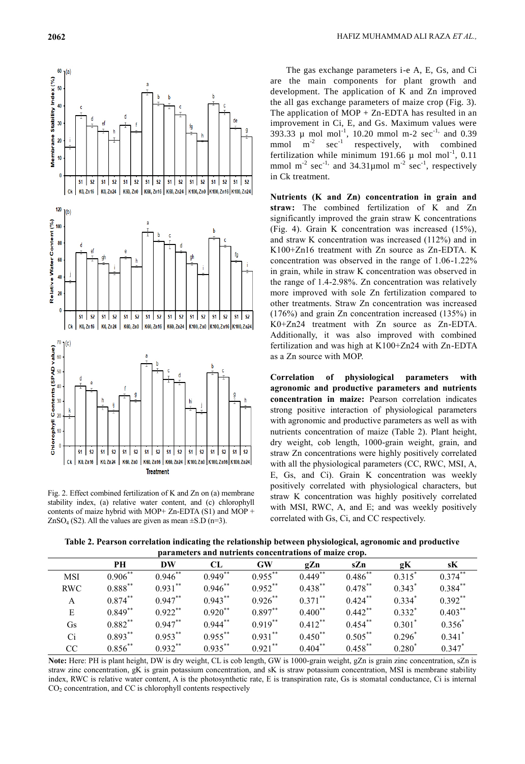Fig. 2. Effect combined fertilization of K and Zn on (a) membrane stability index, (a) relative water content, and (c) chlorophyll contents of maize hybrid with MOP+ Zn-EDTA (S1) and MOP + $ZnSO_4$ (S2). All the values are given as mean ±S.D (n=3).

The gas exchange parameters i-e A, E, Gs, and Ci are the main components for plant growth and development. The application of K and Zn improved the all gas exchange parameters of maize crop (Fig. 3). The application of MOP + Zn-EDTA has resulted in an improvement in Ci, E, and Gs. Maximum values were 393.33 µ mol $mol^{-1}$, 10.20 mmol m-2 $sec^{-1,}$ and 0.39 mmol $m^{-2}$ $sec^{-1}$ respectively, with combined fertilization while minimum 191.66 µ mol $mol^{-1}$, 0.11 mmol $m^{-2}$ $sec^{-1,}$ and 34.31µmol $m^{-2}$ $sec^{-1}$, respectively in Ck treatment.

**Nutrients (K and Zn) concentration in grain and straw:** The combined fertilization of K and Zn significantly improved the grain straw K concentrations (Fig. 4). Grain K concentration was increased (15%), and straw K concentration was increased (112%) and in K100+Zn16 treatment with Zn source as Zn-EDTA. K concentration was observed in the range of 1.06-1.22% in grain, while in straw K concentration was observed in the range of 1.4-2.98%. Zn concentration was relatively more improved with sole Zn fertilization compared to other treatments. Straw Zn concentration was increased (176%) and grain Zn concentration increased (135%) in K0+Zn24 treatment with Zn source as Zn-EDTA. Additionally, it was also improved with combined fertilization and was high at K100+Zn24 with Zn-EDTA as a Zn source with MOP.

**Correlation of physiological parameters with agronomic and productive parameters and nutrients concentration in maize:** Pearson correlation indicates strong positive interaction of physiological parameters with agronomic and productive parameters as well as with nutrients concentration of maize (Table 2). Plant height, dry weight, cob length, 1000-grain weight, grain, and straw Zn concentrations were highly positively correlated with all the physiological parameters (CC, RWC, MSI, A, E, Gs, and Ci). Grain K concentration was weekly positively correlated with physiological characters, but straw K concentration was highly positively correlated with MSI, RWC, A, and E; and was weekly positively correlated with Gs, Ci, and CC respectively.

**Table 2. Pearson correlation indicating the relationship between physiological, agronomic and productive parameters and nutrients concentrations of maize crop.**

| | PH | DW | CL | GW | gZn | sZn | gK | sK |
|---|---|---|---|---|---|---|---|---|
| MSI | 0.906** | 0.946** | 0.949** | 0.955** | 0.449** | 0.486** | 0.315* | 0.374** |
| RWC | 0.888** | 0.931** | 0.946** | 0.952** | 0.438** | 0.478** | 0.343* | 0.384** |
| A | 0.874** | 0.947** | 0.943** | 0.926** | 0.371** | 0.424** | 0.334* | 0.392** |
| E | 0.849** | 0.922** | 0.920** | 0.897** | 0.400** | 0.442** | 0.332* | 0.403** |
| Gs | 0.882** | 0.947** | 0.944** | 0.919** | 0.412** | 0.454** | 0.301* | 0.356* |
| Ci | 0.893** | 0.953** | 0.955** | 0.931** | 0.450** | 0.505** | 0.296* | 0.341* |
| CC | 0.856** | 0.932** | 0.935** | 0.921** | 0.404** | 0.458** | 0.280* | 0.347* |

**Note:** Here: PH is plant height, DW is dry weight, CL is cob length, GW is 1000-grain weight, gZn is grain zinc concentration, sZn is straw zinc concentration, gK is grain potassium concentration, and sK is straw potassium concentration, MSI is membrane stability index, RWC is relative water content, A is the photosynthetic rate, E is transpiration rate, Gs is stomatal conductance, Ci is internal $CO_2$ concentration, and CC is chlorophyll contents respectively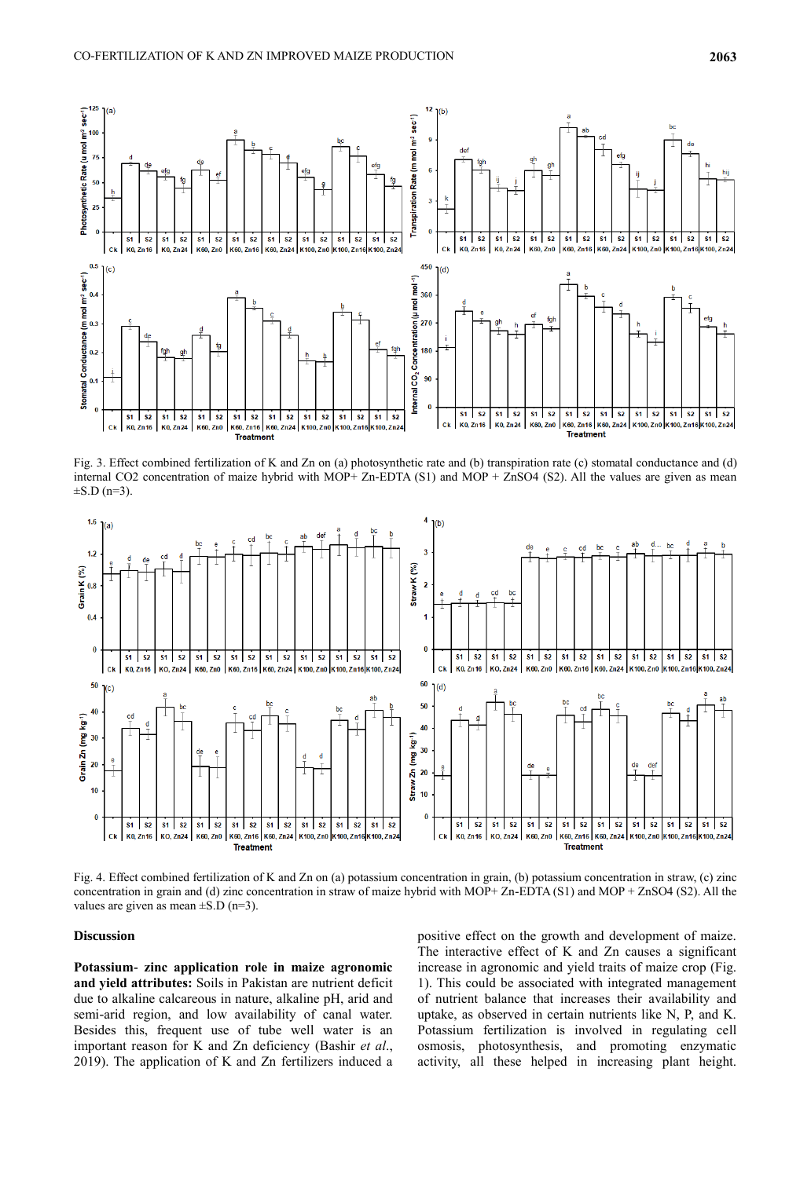Fig. 3. Effect combined fertilization of K and Zn on (a) photosynthetic rate and (b) transpiration rate (c) stomatal conductance and (d) internal CO2 concentration of maize hybrid with MOP+ Zn-EDTA (S1) and MOP + ZnSO4 (S2). All the values are given as mean ±S.D (n=3).

Fig. 4. Effect combined fertilization of K and Zn on (a) potassium concentration in grain, (b) potassium concentration in straw, (c) zinc concentration in grain and (d) zinc concentration in straw of maize hybrid with MOP+ Zn-EDTA (S1) and MOP + ZnSO4 (S2). All the values are given as mean ±S.D (n=3).

## Discussion

**Potassium- zinc application role in maize agronomic and yield attributes:** Soils in Pakistan are nutrient deficit due to alkaline calcareous in nature, alkaline pH, arid and semi-arid region, and low availability of canal water. Besides this, frequent use of tube well water is an important reason for K and Zn deficiency (Bashir *et al.*, 2019). The application of K and Zn fertilizers induced a positive effect on the growth and development of maize. The interactive effect of K and Zn causes a significant increase in agronomic and yield traits of maize crop (Fig. 1). This could be associated with integrated management of nutrient balance that increases their availability and uptake, as observed in certain nutrients like N, P, and K. Potassium fertilization is involved in regulating cell osmosis, photosynthesis, and promoting enzymatic activity, all these helped in increasing plant height.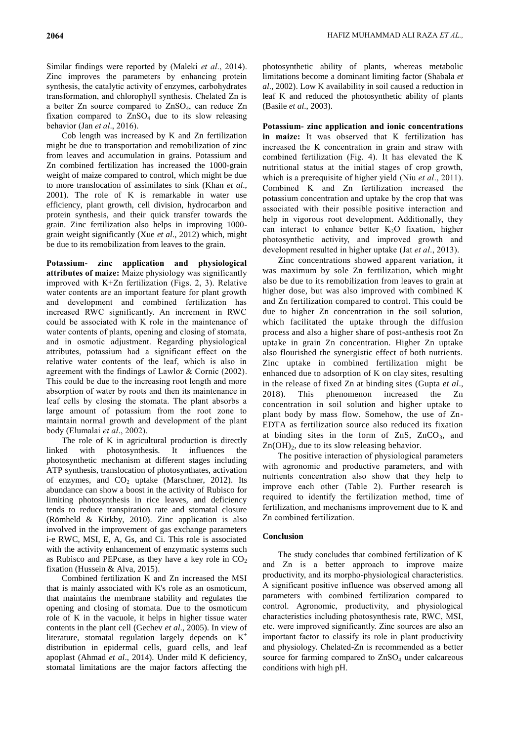Similar findings were reported by (Maleki *et al*., 2014). Zinc improves the parameters by enhancing protein synthesis, the catalytic activity of enzymes, carbohydrates transformation, and chlorophyll synthesis. Chelated Zn is a better Zn source compared to $ZnSO_4$, can reduce Zn fixation compared to $ZnSO_4$ due to its slow releasing behavior (Jan *et al*., 2016).

Cob length was increased by K and Zn fertilization might be due to transportation and remobilization of zinc from leaves and accumulation in grains. Potassium and Zn combined fertilization has increased the 1000-grain weight of maize compared to control, which might be due to more translocation of assimilates to sink (Khan *et al*., 2001). The role of K is remarkable in water use efficiency, plant growth, cell division, hydrocarbon and protein synthesis, and their quick transfer towards the grain. Zinc fertilization also helps in improving 1000-grain weight significantly (Xue *et al*., 2012) which, might be due to its remobilization from leaves to the grain.

**Potassium- zinc application and physiological attributes of maize:** Maize physiology was significantly improved with K+Zn fertilization (Figs. 2, 3). Relative water contents are an important feature for plant growth and development and combined fertilization has increased RWC significantly. An increment in RWC could be associated with K role in the maintenance of water contents of plants, opening and closing of stomata, and in osmotic adjustment. Regarding physiological attributes, potassium had a significant effect on the relative water contents of the leaf, which is also in agreement with the findings of Lawlor & Cornic (2002). This could be due to the increasing root length and more absorption of water by roots and then its maintenance in leaf cells by closing the stomata. The plant absorbs a large amount of potassium from the root zone to maintain normal growth and development of the plant body (Elumalai *et al*., 2002).

The role of K in agricultural production is directly linked with photosynthesis. It influences the photosynthetic mechanism at different stages including ATP synthesis, translocation of photosynthates, activation of enzymes, and $CO_2$ uptake (Marschner, 2012). Its abundance can show a boost in the activity of Rubisco for limiting photosynthesis in rice leaves, and deficiency tends to reduce transpiration rate and stomatal closure (Römheld & Kirkby, 2010). Zinc application is also involved in the improvement of gas exchange parameters i-e RWC, MSI, E, A, Gs, and Ci. This role is associated with the activity enhancement of enzymatic systems such as Rubisco and PEPcase, as they have a key role in $CO_2$ fixation (Hussein & Alva, 2015).

Combined fertilization K and Zn increased the MSI that is mainly associated with K's role as an osmoticum, that maintains the membrane stability and regulates the opening and closing of stomata. Due to the osmoticum role of K in the vacuole, it helps in higher tissue water contents in the plant cell (Gechev *et al*., 2005). In view of literature, stomatal regulation largely depends on $K^+$ distribution in epidermal cells, guard cells, and leaf apoplast (Ahmad *et al*., 2014). Under mild K deficiency, stomatal limitations are the major factors affecting the photosynthetic ability of plants, whereas metabolic limitations become a dominant limiting factor (Shabala *et al*., 2002). Low K availability in soil caused a reduction in leaf K and reduced the photosynthetic ability of plants (Basile *et al*., 2003).

**Potassium- zinc application and ionic concentrations in maize:** It was observed that K fertilization has increased the K concentration in grain and straw with combined fertilization (Fig. 4). It has elevated the K nutritional status at the initial stages of crop growth, which is a prerequisite of higher yield (Niu *et al*., 2011). Combined K and Zn fertilization increased the potassium concentration and uptake by the crop that was associated with their possible positive interaction and help in vigorous root development. Additionally, they can interact to enhance better $K_2O$ fixation, higher photosynthetic activity, and improved growth and development resulted in higher uptake (Jat *et al*., 2013).

Zinc concentrations showed apparent variation, it was maximum by sole Zn fertilization, which might also be due to its remobilization from leaves to grain at higher dose, but was also improved with combined K and Zn fertilization compared to control. This could be due to higher Zn concentration in the soil solution, which facilitated the uptake through the diffusion process and also a higher share of post-anthesis root Zn uptake in grain Zn concentration. Higher Zn uptake also flourished the synergistic effect of both nutrients. Zinc uptake in combined fertilization might be enhanced due to adsorption of K on clay sites, resulting in the release of fixed Zn at binding sites (Gupta *et al*., 2018). This phenomenon increased the Zn concentration in soil solution and higher uptake to plant body by mass flow. Somehow, the use of Zn-EDTA as fertilization source also reduced its fixation at binding sites in the form of ZnS, $ZnCO_3$, and $Zn(OH)_2$, due to its slow releasing behavior.

The positive interaction of physiological parameters with agronomic and productive parameters, and with nutrients concentration also show that they help to improve each other (Table 2). Further research is required to identify the fertilization method, time of fertilization, and mechanisms improvement due to K and Zn combined fertilization.

## Conclusion

The study concludes that combined fertilization of K and Zn is a better approach to improve maize productivity, and its morpho-physiological characteristics. A significant positive influence was observed among all parameters with combined fertilization compared to control. Agronomic, productivity, and physiological characteristics including photosynthesis rate, RWC, MSI, etc. were improved significantly. Zinc sources are also an important factor to classify its role in plant productivity and physiology. Chelated-Zn is recommended as a better source for farming compared to $ZnSO_4$ under calcareous conditions with high pH.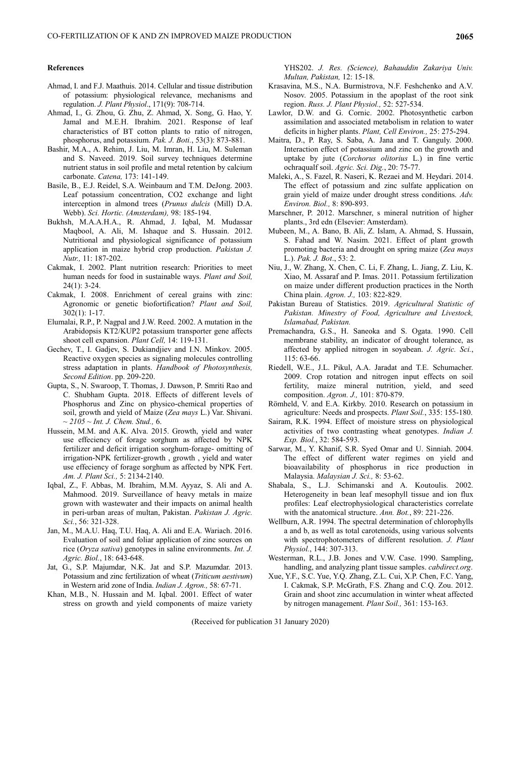**References**

Ahmad, I. and F.J. Maathuis. 2014. Cellular and tissue distribution of potassium: physiological relevance, mechanisms and regulation. *J. Plant Physiol*., 171(9): 708-714.

Ahmad, I., G. Zhou, G. Zhu, Z. Ahmad, X. Song, G. Hao, Y. Jamal and M.E.H. Ibrahim. 2021. Response of leaf characteristics of BT cotton plants to ratio of nitrogen, phosphorus, and potassium. *Pak. J. Boti.*, 53(3): 873-881.

Bashir, M.A., A. Rehim, J. Liu, M. Imran, H. Liu, M. Suleman and S. Naveed. 2019. Soil survey techniques determine nutrient status in soil profile and metal retention by calcium carbonate. *Catena,* 173: 141-149.

Basile, B., E.J. Reidel, S.A. Weinbaum and T.M. DeJong. 2003. Leaf potassium concentration, CO2 exchange and light interception in almond trees (*Prunus dulcis* (Mill) D.A. Webb). *Sci. Hortic. (Amsterdam),* 98: 185-194.

Bukhsh, M.A.A.H.A., R. Ahmad, J. Iqbal, M. Mudassar Maqbool, A. Ali, M. Ishaque and S. Hussain. 2012. Nutritional and physiological significance of potassium application in maize hybrid crop production. *Pakistan J. Nutr.,* 11: 187-202.

Cakmak, I. 2002. Plant nutrition research: Priorities to meet human needs for food in sustainable ways. *Plant and Soil,* 24(1): 3-24.

Cakmak, I. 2008. Enrichment of cereal grains with zinc: Agronomic or genetic biofortification? *Plant and Soil,* 302(1): 1-17.

Elumalai, R.P., P. Nagpal and J.W. Reed. 2002. A mutation in the Arabidopsis KT2/KUP2 potassium transporter gene affects shoot cell expansion. *Plant Cell,* 14: 119-131.

Gechev, T., I. Gadjev, S. Dukiandjiev and I.N. Minkov. 2005. Reactive oxygen species as signaling molecules controlling stress adaptation in plants. *Handbook of Photosynthesis, Second Edition*. pp. 209-220.

Gupta, S., N. Swaroop, T. Thomas, J. Dawson, P. Smriti Rao and C. Shubham Gupta. 2018. Effects of different levels of Phosphorus and Zinc on physico-chemical properties of soil, growth and yield of Maize (*Zea mays* L.) Var. Shivani. *~ 2105 ~ Int. J. Chem. Stud.,* 6.

Hussein, M.M. and A.K. Alva. 2015. Growth, yield and water use effeciency of forage sorghum as affected by NPK fertilizer and deficit irrigation sorghum-forage- omitting of irrigation-NPK fertilizer-growth , growth , yield and water use effeciency of forage sorghum as affected by NPK Fert. *Am. J. Plant Sci.,* 5: 2134-2140.

Iqbal, Z., F. Abbas, M. Ibrahim, M.M. Ayyaz, S. Ali and A. Mahmood. 2019. Surveillance of heavy metals in maize grown with wastewater and their impacts on animal health in peri-urban areas of multan, Pakistan. *Pakistan J. Agric. Sci.*, 56: 321-328.

Jan, M., M.A.U. Haq, T.U. Haq, A. Ali and E.A. Wariach. 2016. Evaluation of soil and foliar application of zinc sources on rice (*Oryza sativa*) genotypes in saline environments. *Int. J. Agric. Biol.*, 18: 643-648.

Jat, G., S.P. Majumdar, N.K. Jat and S.P. Mazumdar. 2013. Potassium and zinc fertilization of wheat (*Triticum aestivum*) in Western arid zone of India. *Indian J. Agron.,* 58: 67-71.

Khan, M.B., N. Hussain and M. Iqbal. 2001. Effect of water stress on growth and yield components of maize variety YHS202. *J. Res. (Science), Bahauddin Zakariya Univ. Multan, Pakistan,* 12: 15-18.

Krasavina, M.S., N.A. Burmistrova, N.F. Feshchenko and A.V. Nosov. 2005. Potassium in the apoplast of the root sink region. *Russ. J. Plant Physiol.,* 52: 527-534.

Lawlor, D.W. and G. Cornic. 2002. Photosynthetic carbon assimilation and associated metabolism in relation to water deficits in higher plants. *Plant, Cell Environ.,* 25: 275-294.

Maitra, D., P. Ray, S. Saba, A. Jana and T. Ganguly. 2000. Interaction effect of potassium and zinc on the growth and uptake by jute (*Corchorus olitorius* L.) in fine vertic ochraqualf soil. *Agric. Sci. Dig.*, 20: 75-77.

Maleki, A., S. Fazel, R. Naseri, K. Rezaei and M. Heydari. 2014. The effect of potassium and zinc sulfate application on grain yield of maize under drought stress conditions. *Adv. Environ. Biol.,* 8: 890-893.

Marschner, P. 2012. Marschner, s mineral nutrition of higher plants., 3rd edn (Elsevier: Amsterdam).

Mubeen, M., A. Bano, B. Ali, Z. Islam, A. Ahmad, S. Hussain, S. Fahad and W. Nasim. 2021. Effect of plant growth promoting bacteria and drought on spring maize (*Zea mays* L.). *Pak. J. Bot*., 53: 2.

Niu, J., W. Zhang, X. Chen, C. Li, F. Zhang, L. Jiang, Z. Liu, K. Xiao, M. Assaraf and P. Imas. 2011. Potassium fertilization on maize under different production practices in the North China plain. *Agron. J.,* 103: 822-829.

Pakistan Bureau of Statistics. 2019. *Agricultural Statistic of Pakistan. Minestry of Food, Agriculture and Livestock, Islamabad, Pakistan.*

Premachandra, G.S., H. Saneoka and S. Ogata. 1990. Cell membrane stability, an indicator of drought tolerance, as affected by applied nitrogen in soyabean. *J. Agric. Sci.*, 115: 63-66.

Riedell, W.E., J.L. Pikul, A.A. Jaradat and T.E. Schumacher. 2009. Crop rotation and nitrogen input effects on soil fertility, maize mineral nutrition, yield, and seed composition. *Agron. J.,* 101: 870-879.

Römheld, V. and E.A. Kirkby. 2010. Research on potassium in agriculture: Needs and prospects. *Plant Soil.*, 335: 155-180.

Sairam, R.K. 1994. Effect of moisture stress on physiological activities of two contrasting wheat genotypes. *Indian J. Exp. Biol.*, 32: 584-593.

Sarwar, M., Y. Khanif, S.R. Syed Omar and U. Sinniah. 2004. The effect of different water regimes on yield and bioavailability of phosphorus in rice production in Malaysia. *Malaysian J. Sci.,* 8: 53-62.

Shabala, S., L.J. Schimanski and A. Koutoulis. 2002. Heterogeneity in bean leaf mesophyll tissue and ion flux profiles: Leaf electrophysiological characteristics correlate with the anatomical structure. *Ann. Bot.*, 89: 221-226.

Wellburn, A.R. 1994. The spectral determination of chlorophylls a and b, as well as total carotenoids, using various solvents with spectrophotometers of different resolution. *J. Plant Physiol.*, 144: 307-313.

Westerman, R.L., J.B. Jones and V.W. Case. 1990. Sampling, handling, and analyzing plant tissue samples. *cabdirect.org*.

Xue, Y.F., S.C. Yue, Y.Q. Zhang, Z.L. Cui, X.P. Chen, F.C. Yang, I. Cakmak, S.P. McGrath, F.S. Zhang and C.Q. Zou. 2012. Grain and shoot zinc accumulation in winter wheat affected by nitrogen management. *Plant Soil.,* 361: 153-163.

(Received for publication 31 January 2020)